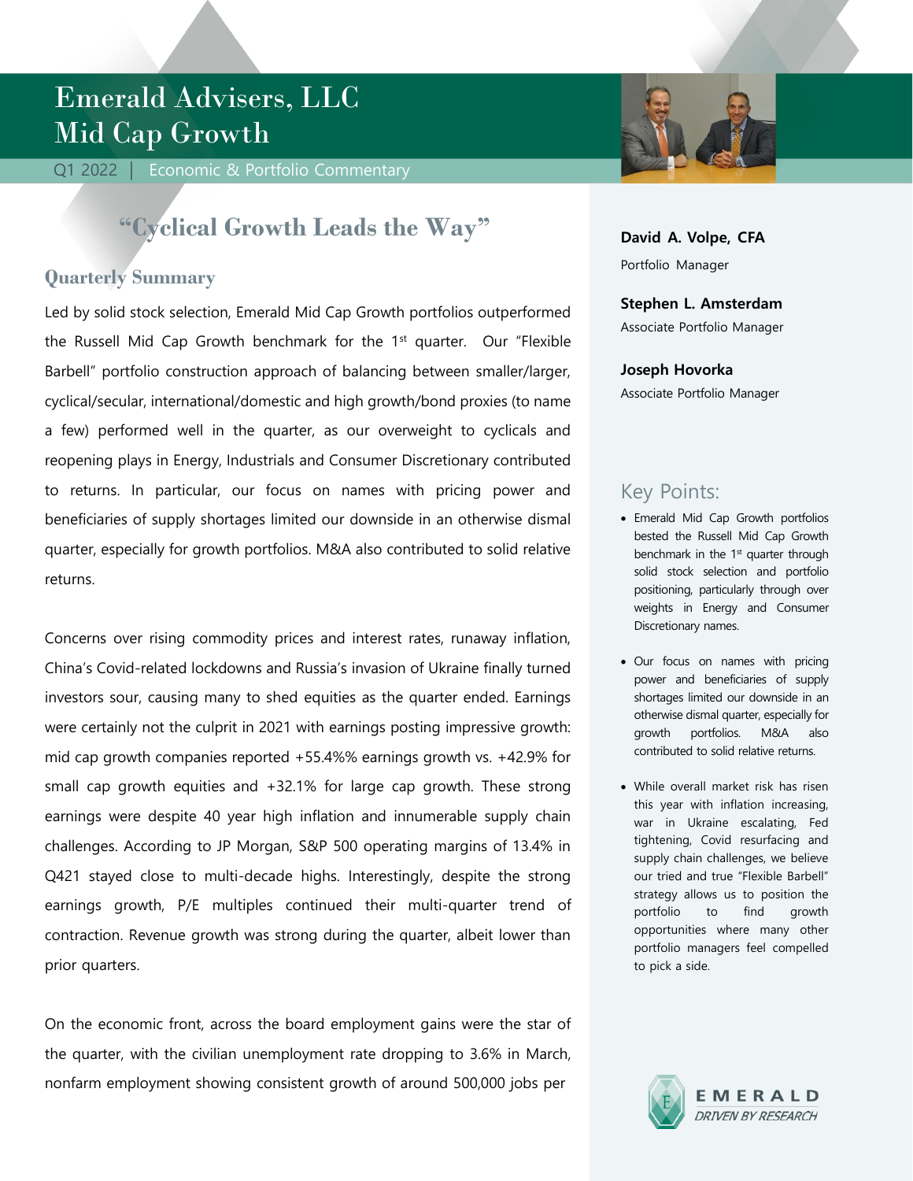# Emerald Advisers, LLC
# Mid Cap Growth

Q1 2022 | Economic & Portfolio Commentary

## "Cyclical Growth Leads the Way"

### Quarterly Summary

Led by solid stock selection, Emerald Mid Cap Growth portfolios outperformed the Russell Mid Cap Growth benchmark for the 1st quarter. Our "Flexible Barbell" portfolio construction approach of balancing between smaller/larger, cyclical/secular, international/domestic and high growth/bond proxies (to name a few) performed well in the quarter, as our overweight to cyclicals and reopening plays in Energy, Industrials and Consumer Discretionary contributed to returns. In particular, our focus on names with pricing power and beneficiaries of supply shortages limited our downside in an otherwise dismal quarter, especially for growth portfolios. M&A also contributed to solid relative returns.

Concerns over rising commodity prices and interest rates, runaway inflation, China's Covid-related lockdowns and Russia's invasion of Ukraine finally turned investors sour, causing many to shed equities as the quarter ended. Earnings were certainly not the culprit in 2021 with earnings posting impressive growth: mid cap growth companies reported +55.4%% earnings growth vs. +42.9% for small cap growth equities and +32.1% for large cap growth. These strong earnings were despite 40 year high inflation and innumerable supply chain challenges. According to JP Morgan, S&P 500 operating margins of 13.4% in Q421 stayed close to multi-decade highs. Interestingly, despite the strong earnings growth, P/E multiples continued their multi-quarter trend of contraction. Revenue growth was strong during the quarter, albeit lower than prior quarters.

On the economic front, across the board employment gains were the star of the quarter, with the civilian unemployment rate dropping to 3.6% in March, nonfarm employment showing consistent growth of around 500,000 jobs per

**David A. Volpe, CFA**
Portfolio Manager

**Stephen L. Amsterdam**
Associate Portfolio Manager

**Joseph Hovorka**
Associate Portfolio Manager

## Key Points:

- Emerald Mid Cap Growth portfolios bested the Russell Mid Cap Growth benchmark in the 1st quarter through solid stock selection and portfolio positioning, particularly through over weights in Energy and Consumer Discretionary names.
- Our focus on names with pricing power and beneficiaries of supply shortages limited our downside in an otherwise dismal quarter, especially for growth portfolios. M&A also contributed to solid relative returns.
- While overall market risk has risen this year with inflation increasing, war in Ukraine escalating, Fed tightening, Covid resurfacing and supply chain challenges, we believe our tried and true "Flexible Barbell" strategy allows us to position the portfolio to find growth opportunities where many other portfolio managers feel compelled to pick a side.

EMERALD
*DRIVEN BY RESEARCH*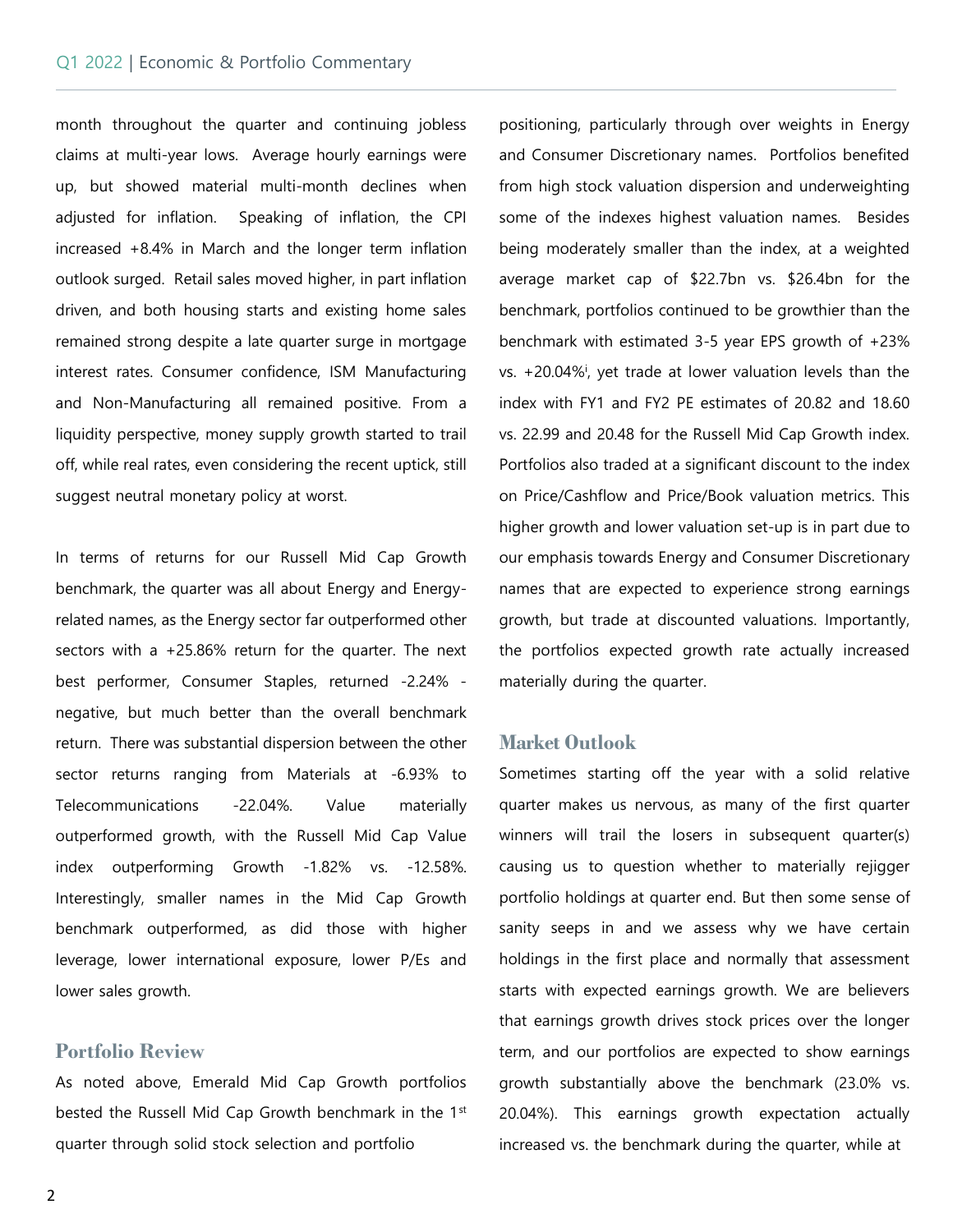month throughout the quarter and continuing jobless claims at multi-year lows. Average hourly earnings were up, but showed material multi-month declines when adjusted for inflation. Speaking of inflation, the CPI increased +8.4% in March and the longer term inflation outlook surged. Retail sales moved higher, in part inflation driven, and both housing starts and existing home sales remained strong despite a late quarter surge in mortgage interest rates. Consumer confidence, ISM Manufacturing and Non-Manufacturing all remained positive. From a liquidity perspective, money supply growth started to trail off, while real rates, even considering the recent uptick, still suggest neutral monetary policy at worst.

In terms of returns for our Russell Mid Cap Growth benchmark, the quarter was all about Energy and Energy-related names, as the Energy sector far outperformed other sectors with a +25.86% return for the quarter. The next best performer, Consumer Staples, returned -2.24% - negative, but much better than the overall benchmark return. There was substantial dispersion between the other sector returns ranging from Materials at -6.93% to Telecommunications -22.04%. Value materially outperformed growth, with the Russell Mid Cap Value index outperforming Growth -1.82% vs. -12.58%. Interestingly, smaller names in the Mid Cap Growth benchmark outperformed, as did those with higher leverage, lower international exposure, lower P/Es and lower sales growth.

## Portfolio Review

As noted above, Emerald Mid Cap Growth portfolios bested the Russell Mid Cap Growth benchmark in the 1st quarter through solid stock selection and portfolio positioning, particularly through over weights in Energy and Consumer Discretionary names. Portfolios benefited from high stock valuation dispersion and underweighting some of the indexes highest valuation names. Besides being moderately smaller than the index, at a weighted average market cap of $22.7bn vs. $26.4bn for the benchmark, portfolios continued to be growthier than the benchmark with estimated 3-5 year EPS growth of +23% vs. +20.04%[i], yet trade at lower valuation levels than the index with FY1 and FY2 PE estimates of 20.82 and 18.60 vs. 22.99 and 20.48 for the Russell Mid Cap Growth index. Portfolios also traded at a significant discount to the index on Price/Cashflow and Price/Book valuation metrics. This higher growth and lower valuation set-up is in part due to our emphasis towards Energy and Consumer Discretionary names that are expected to experience strong earnings growth, but trade at discounted valuations. Importantly, the portfolios expected growth rate actually increased materially during the quarter.

## Market Outlook

Sometimes starting off the year with a solid relative quarter makes us nervous, as many of the first quarter winners will trail the losers in subsequent quarter(s) causing us to question whether to materially rejigger portfolio holdings at quarter end. But then some sense of sanity seeps in and we assess why we have certain holdings in the first place and normally that assessment starts with expected earnings growth. We are believers that earnings growth drives stock prices over the longer term, and our portfolios are expected to show earnings growth substantially above the benchmark (23.0% vs. 20.04%). This earnings growth expectation actually increased vs. the benchmark during the quarter, while at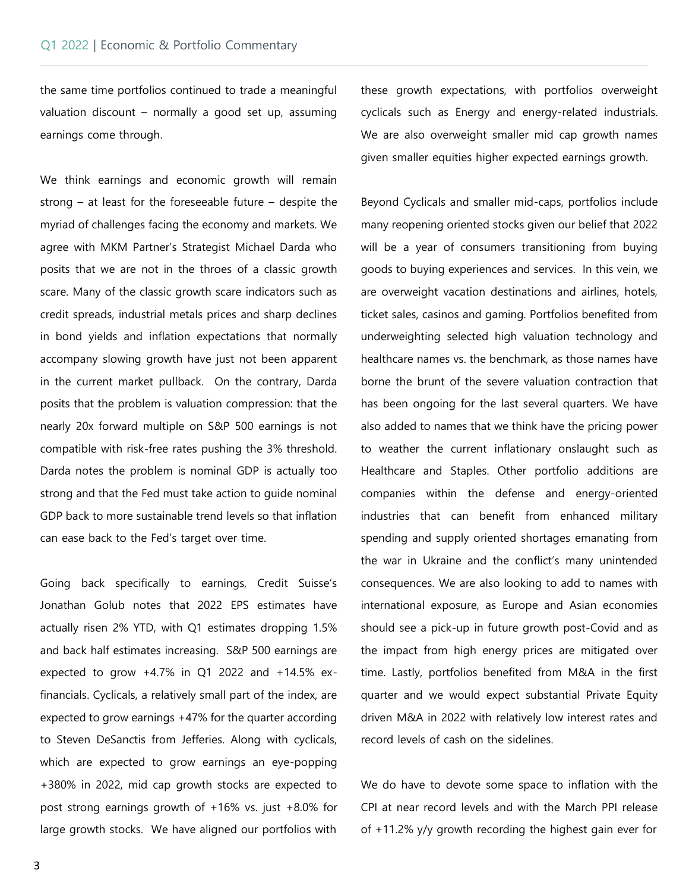the same time portfolios continued to trade a meaningful valuation discount – normally a good set up, assuming earnings come through.

We think earnings and economic growth will remain strong – at least for the foreseeable future – despite the myriad of challenges facing the economy and markets. We agree with MKM Partner's Strategist Michael Darda who posits that we are not in the throes of a classic growth scare. Many of the classic growth scare indicators such as credit spreads, industrial metals prices and sharp declines in bond yields and inflation expectations that normally accompany slowing growth have just not been apparent in the current market pullback. On the contrary, Darda posits that the problem is valuation compression: that the nearly 20x forward multiple on S&P 500 earnings is not compatible with risk-free rates pushing the 3% threshold. Darda notes the problem is nominal GDP is actually too strong and that the Fed must take action to guide nominal GDP back to more sustainable trend levels so that inflation can ease back to the Fed's target over time.

Going back specifically to earnings, Credit Suisse's Jonathan Golub notes that 2022 EPS estimates have actually risen 2% YTD, with Q1 estimates dropping 1.5% and back half estimates increasing. S&P 500 earnings are expected to grow +4.7% in Q1 2022 and +14.5% ex-financials. Cyclicals, a relatively small part of the index, are expected to grow earnings +47% for the quarter according to Steven DeSanctis from Jefferies. Along with cyclicals, which are expected to grow earnings an eye-popping +380% in 2022, mid cap growth stocks are expected to post strong earnings growth of +16% vs. just +8.0% for large growth stocks. We have aligned our portfolios with these growth expectations, with portfolios overweight cyclicals such as Energy and energy-related industrials. We are also overweight smaller mid cap growth names given smaller equities higher expected earnings growth.

Beyond Cyclicals and smaller mid-caps, portfolios include many reopening oriented stocks given our belief that 2022 will be a year of consumers transitioning from buying goods to buying experiences and services. In this vein, we are overweight vacation destinations and airlines, hotels, ticket sales, casinos and gaming. Portfolios benefited from underweighting selected high valuation technology and healthcare names vs. the benchmark, as those names have borne the brunt of the severe valuation contraction that has been ongoing for the last several quarters. We have also added to names that we think have the pricing power to weather the current inflationary onslaught such as Healthcare and Staples. Other portfolio additions are companies within the defense and energy-oriented industries that can benefit from enhanced military spending and supply oriented shortages emanating from the war in Ukraine and the conflict's many unintended consequences. We are also looking to add to names with international exposure, as Europe and Asian economies should see a pick-up in future growth post-Covid and as the impact from high energy prices are mitigated over time. Lastly, portfolios benefited from M&A in the first quarter and we would expect substantial Private Equity driven M&A in 2022 with relatively low interest rates and record levels of cash on the sidelines.

We do have to devote some space to inflation with the CPI at near record levels and with the March PPI release of +11.2% y/y growth recording the highest gain ever for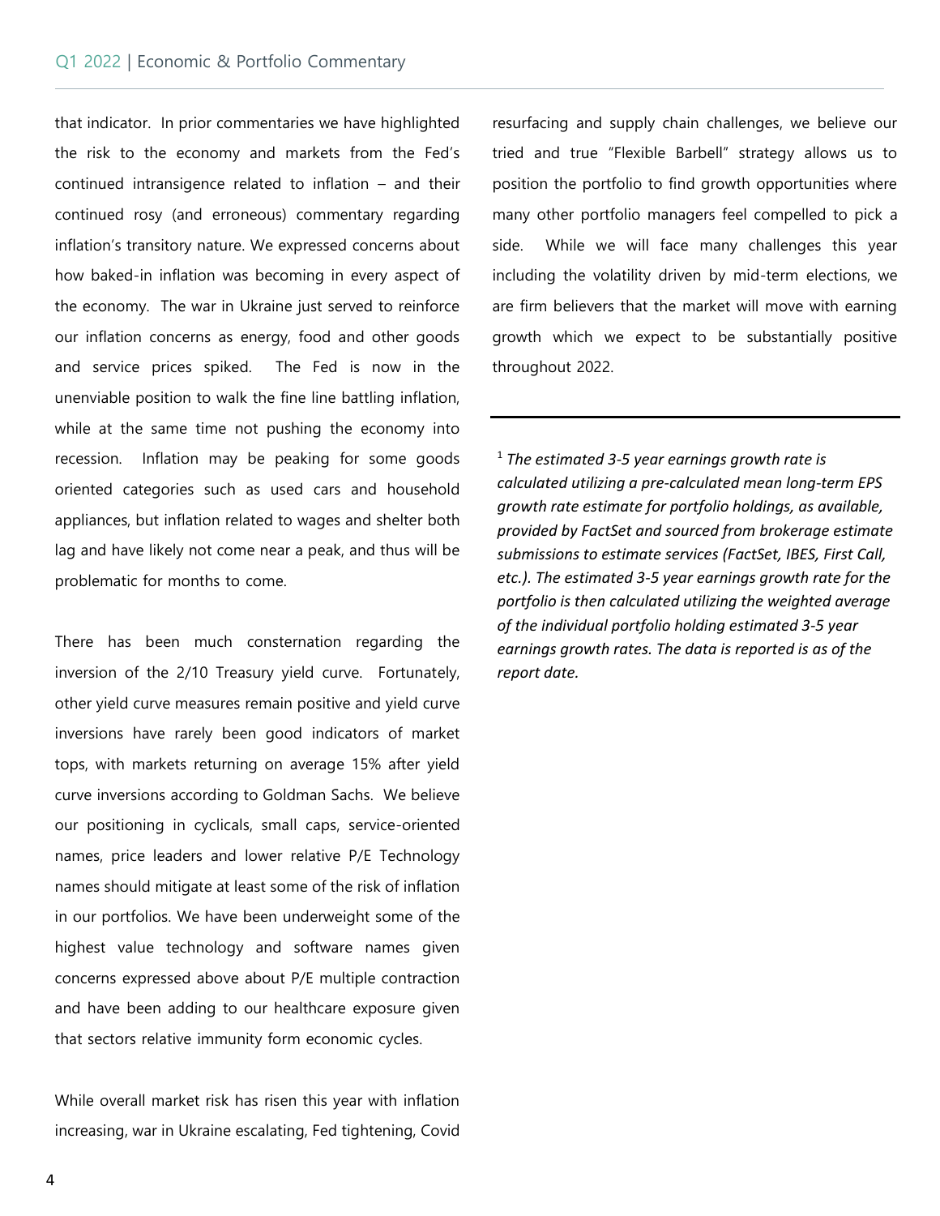that indicator. In prior commentaries we have highlighted the risk to the economy and markets from the Fed's continued intransigence related to inflation – and their continued rosy (and erroneous) commentary regarding inflation's transitory nature. We expressed concerns about how baked-in inflation was becoming in every aspect of the economy. The war in Ukraine just served to reinforce our inflation concerns as energy, food and other goods and service prices spiked. The Fed is now in the unenviable position to walk the fine line battling inflation, while at the same time not pushing the economy into recession. Inflation may be peaking for some goods oriented categories such as used cars and household appliances, but inflation related to wages and shelter both lag and have likely not come near a peak, and thus will be problematic for months to come.

There has been much consternation regarding the inversion of the 2/10 Treasury yield curve. Fortunately, other yield curve measures remain positive and yield curve inversions have rarely been good indicators of market tops, with markets returning on average 15% after yield curve inversions according to Goldman Sachs. We believe our positioning in cyclicals, small caps, service-oriented names, price leaders and lower relative P/E Technology names should mitigate at least some of the risk of inflation in our portfolios. We have been underweight some of the highest value technology and software names given concerns expressed above about P/E multiple contraction and have been adding to our healthcare exposure given that sectors relative immunity form economic cycles.

While overall market risk has risen this year with inflation increasing, war in Ukraine escalating, Fed tightening, Covid resurfacing and supply chain challenges, we believe our tried and true "Flexible Barbell" strategy allows us to position the portfolio to find growth opportunities where many other portfolio managers feel compelled to pick a side. While we will face many challenges this year including the volatility driven by mid-term elections, we are firm believers that the market will move with earning growth which we expect to be substantially positive throughout 2022.

---

[1] *The estimated 3-5 year earnings growth rate is calculated utilizing a pre-calculated mean long-term EPS growth rate estimate for portfolio holdings, as available, provided by FactSet and sourced from brokerage estimate submissions to estimate services (FactSet, IBES, First Call, etc.). The estimated 3-5 year earnings growth rate for the portfolio is then calculated utilizing the weighted average of the individual portfolio holding estimated 3-5 year earnings growth rates. The data is reported is as of the report date.*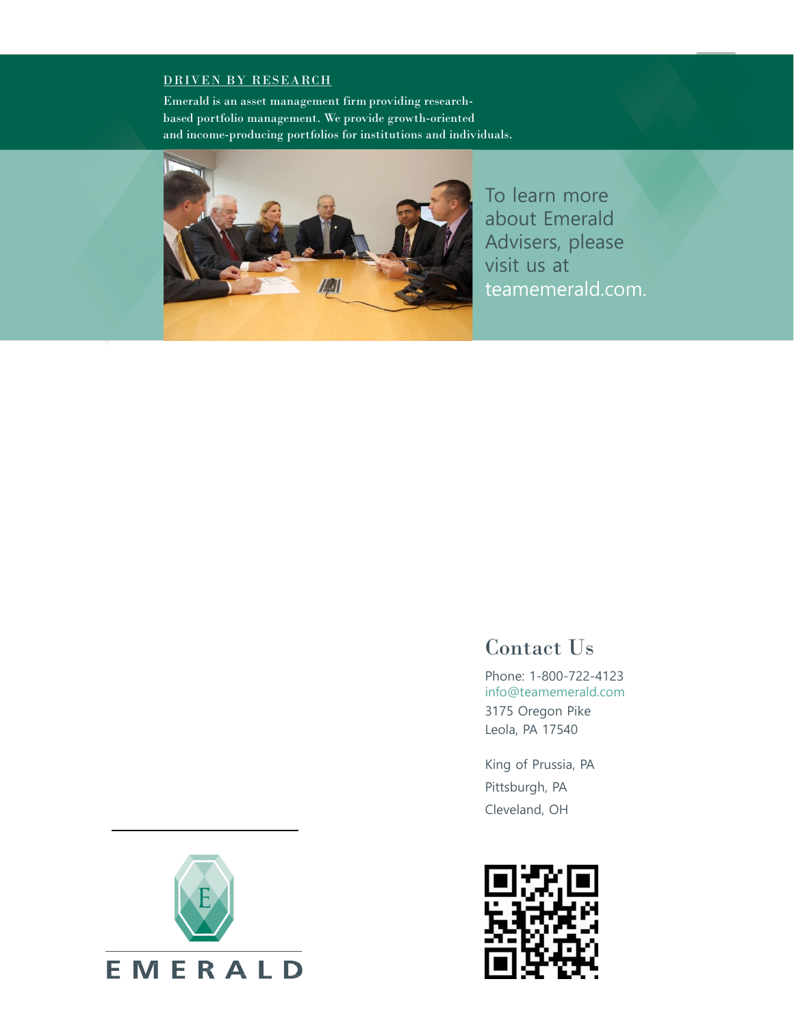DRIVEN BY RESEARCH

Emerald is an asset management firm providing research-based portfolio management. We provide growth-oriented and income-producing portfolios for institutions and individuals.

To learn more about Emerald Advisers, please visit us at teamemerald.com.

## Contact Us

Phone: 1-800-722-4123
info@teamemerald.com
3175 Oregon Pike
Leola, PA 17540

King of Prussia, PA
Pittsburgh, PA
Cleveland, OH

EMERALD